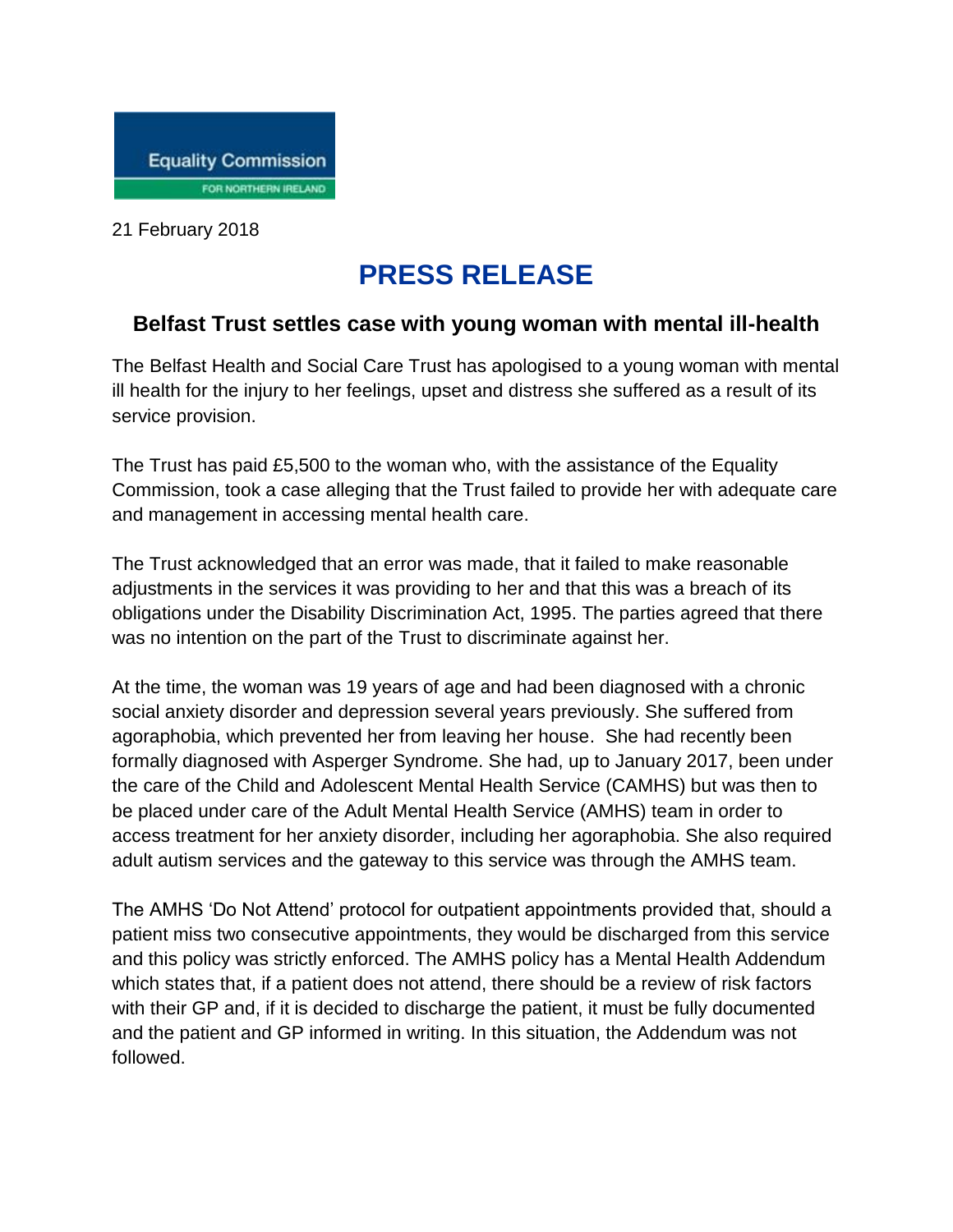Equality Commission

FOR NORTHERN IRELAND

21 February 2018

# PRESS RELEASE

## Belfast Trust settles case with young woman with mental ill-health

The Belfast Health and Social Care Trust has apologised to a young woman with mental ill health for the injury to her feelings, upset and distress she suffered as a result of its service provision.

The Trust has paid £5,500 to the woman who, with the assistance of the Equality Commission, took a case alleging that the Trust failed to provide her with adequate care and management in accessing mental health care.

The Trust acknowledged that an error was made, that it failed to make reasonable adjustments in the services it was providing to her and that this was a breach of its obligations under the Disability Discrimination Act, 1995. The parties agreed that there was no intention on the part of the Trust to discriminate against her.

At the time, the woman was 19 years of age and had been diagnosed with a chronic social anxiety disorder and depression several years previously. She suffered from agoraphobia, which prevented her from leaving her house. She had recently been formally diagnosed with Asperger Syndrome. She had, up to January 2017, been under the care of the Child and Adolescent Mental Health Service (CAMHS) but was then to be placed under care of the Adult Mental Health Service (AMHS) team in order to access treatment for her anxiety disorder, including her agoraphobia. She also required adult autism services and the gateway to this service was through the AMHS team.

The AMHS 'Do Not Attend' protocol for outpatient appointments provided that, should a patient miss two consecutive appointments, they would be discharged from this service and this policy was strictly enforced. The AMHS policy has a Mental Health Addendum which states that, if a patient does not attend, there should be a review of risk factors with their GP and, if it is decided to discharge the patient, it must be fully documented and the patient and GP informed in writing. In this situation, the Addendum was not followed.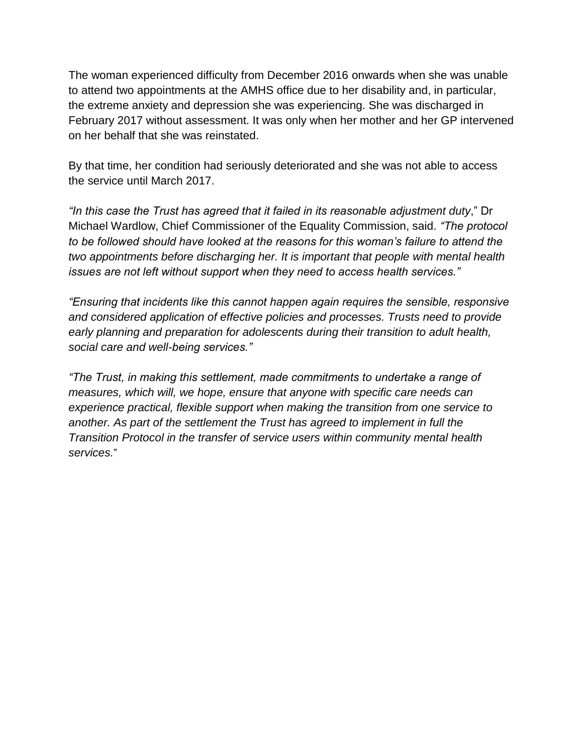The woman experienced difficulty from December 2016 onwards when she was unable to attend two appointments at the AMHS office due to her disability and, in particular, the extreme anxiety and depression she was experiencing. She was discharged in February 2017 without assessment. It was only when her mother and her GP intervened on her behalf that she was reinstated.

By that time, her condition had seriously deteriorated and she was not able to access the service until March 2017.

*"In this case the Trust has agreed that it failed in its reasonable adjustment duty*," Dr Michael Wardlow, Chief Commissioner of the Equality Commission, said. *"The protocol to be followed should have looked at the reasons for this woman's failure to attend the two appointments before discharging her. It is important that people with mental health issues are not left without support when they need to access health services."*

*"Ensuring that incidents like this cannot happen again requires the sensible, responsive and considered application of effective policies and processes. Trusts need to provide early planning and preparation for adolescents during their transition to adult health, social care and well-being services."*

*"The Trust, in making this settlement, made commitments to undertake a range of measures, which will, we hope, ensure that anyone with specific care needs can experience practical, flexible support when making the transition from one service to another. As part of the settlement the Trust has agreed to implement in full the Transition Protocol in the transfer of service users within community mental health services.*"